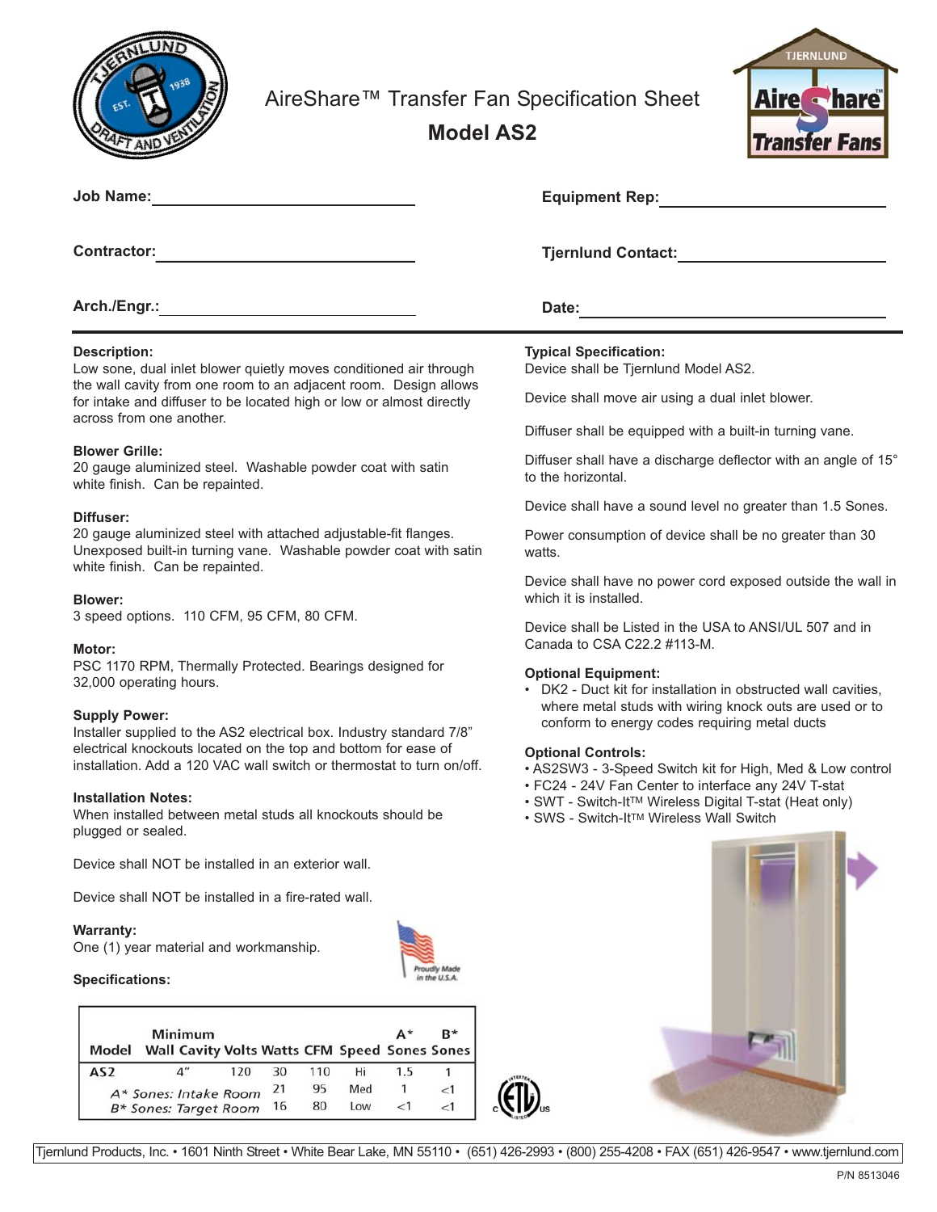# AireShare™ Transfer Fan Specification Sheet

## Model AS2

**Job Name:** ______________________________

**Equipment Rep:** ______________________________

**Contractor:** ______________________________

**Tjernlund Contact:** ______________________________

**Arch./Engr.:** ______________________________

**Date:** ______________________________

---

**Description:**
Low sone, dual inlet blower quietly moves conditioned air through the wall cavity from one room to an adjacent room. Design allows for intake and diffuser to be located high or low or almost directly across from one another.

**Blower Grille:**
20 gauge aluminized steel. Washable powder coat with satin white finish. Can be repainted.

**Diffuser:**
20 gauge aluminized steel with attached adjustable-fit flanges. Unexposed built-in turning vane. Washable powder coat with satin white finish. Can be repainted.

**Blower:**
3 speed options. 110 CFM, 95 CFM, 80 CFM.

**Motor:**
PSC 1170 RPM, Thermally Protected. Bearings designed for 32,000 operating hours.

**Supply Power:**
Installer supplied to the AS2 electrical box. Industry standard 7/8" electrical knockouts located on the top and bottom for ease of installation. Add a 120 VAC wall switch or thermostat to turn on/off.

**Installation Notes:**
When installed between metal studs all knockouts should be plugged or sealed.

Device shall NOT be installed in an exterior wall.

Device shall NOT be installed in a fire-rated wall.

**Warranty:**
One (1) year material and workmanship.

Proudly Made in the U.S.A.

**Specifications:**

| Model | Minimum Wall Cavity | Volts | Watts | CFM | Speed | A* Sones | B* Sones |
|---|---|---|---|---|---|---|---|
| AS2 | 4" | 120 | 30 | 110 | Hi | 1.5 | 1 |
| | | | 21 | 95 | Med | 1 | <1 |
| | | | 16 | 80 | Low | <1 | <1 |

A* Sones: Intake Room
B* Sones: Target Room

**Typical Specification:**
Device shall be Tjernlund Model AS2.

Device shall move air using a dual inlet blower.

Diffuser shall be equipped with a built-in turning vane.

Diffuser shall have a discharge deflector with an angle of 15° to the horizontal.

Device shall have a sound level no greater than 1.5 Sones.

Power consumption of device shall be no greater than 30 watts.

Device shall have no power cord exposed outside the wall in which it is installed.

Device shall be Listed in the USA to ANSI/UL 507 and in Canada to CSA C22.2 #113-M.

**Optional Equipment:**
- DK2 - Duct kit for installation in obstructed wall cavities, where metal studs with wiring knock outs are used or to conform to energy codes requiring metal ducts

**Optional Controls:**
- AS2SW3 - 3-Speed Switch kit for High, Med & Low control
- FC24 - 24V Fan Center to interface any 24V T-stat
- SWT - Switch-It™ Wireless Digital T-stat (Heat only)
- SWS - Switch-It™ Wireless Wall Switch

Tjernlund Products, Inc. • 1601 Ninth Street • White Bear Lake, MN 55110 • (651) 426-2993 • (800) 255-4208 • FAX (651) 426-9547 • www.tjernlund.com

P/N 8513046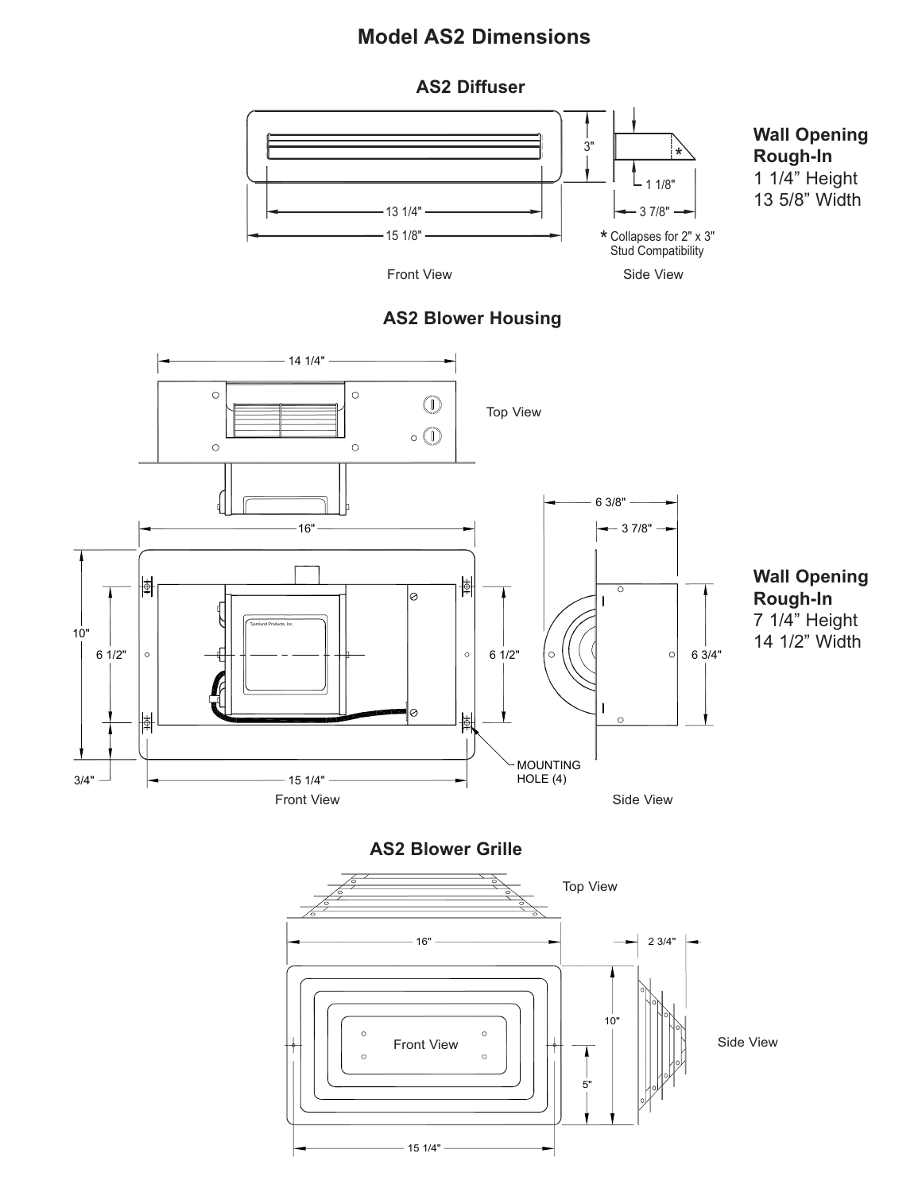# Model AS2 Dimensions

## AS2 Diffuser

3"

1 1/8"

13 1/4"

3 7/8"

15 1/8"

* Collapses for 2" x 3" Stud Compatibility

Front View

Side View

**Wall Opening Rough-In**
1 1/4” Height
13 5/8” Width

## AS2 Blower Housing

14 1/4"

Top View

6 3/8"

16"

3 7/8"

10"

6 1/2"

6 1/2"

6 3/4"

3/4"

15 1/4"

MOUNTING HOLE (4)

Front View

Side View

**Wall Opening Rough-In**
7 1/4” Height
14 1/2” Width

## AS2 Blower Grille

Top View

16"

2 3/4"

10"

Front View

Side View

5"

15 1/4"